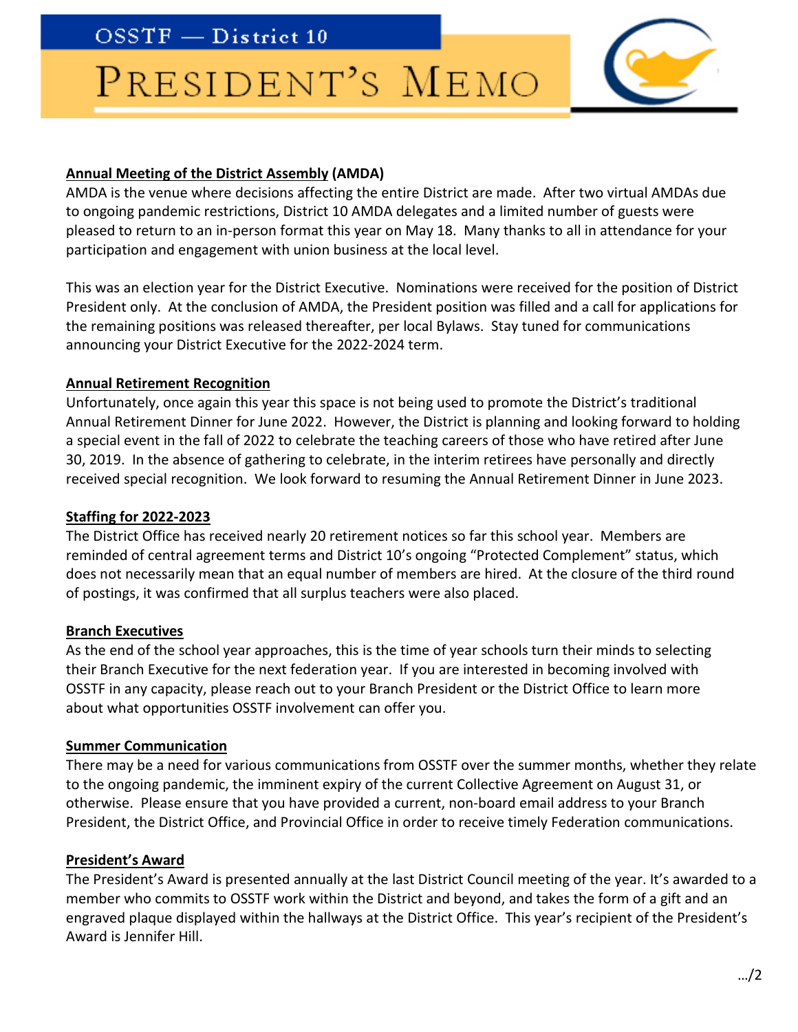# OSSTF — District 10

# President's Memo

## Annual Meeting of the District Assembly (AMDA)

AMDA is the venue where decisions affecting the entire District are made. After two virtual AMDAs due to ongoing pandemic restrictions, District 10 AMDA delegates and a limited number of guests were pleased to return to an in-person format this year on May 18. Many thanks to all in attendance for your participation and engagement with union business at the local level.

This was an election year for the District Executive. Nominations were received for the position of District President only. At the conclusion of AMDA, the President position was filled and a call for applications for the remaining positions was released thereafter, per local Bylaws. Stay tuned for communications announcing your District Executive for the 2022-2024 term.

## Annual Retirement Recognition

Unfortunately, once again this year this space is not being used to promote the District's traditional Annual Retirement Dinner for June 2022. However, the District is planning and looking forward to holding a special event in the fall of 2022 to celebrate the teaching careers of those who have retired after June 30, 2019. In the absence of gathering to celebrate, in the interim retirees have personally and directly received special recognition. We look forward to resuming the Annual Retirement Dinner in June 2023.

## Staffing for 2022-2023

The District Office has received nearly 20 retirement notices so far this school year. Members are reminded of central agreement terms and District 10's ongoing "Protected Complement" status, which does not necessarily mean that an equal number of members are hired. At the closure of the third round of postings, it was confirmed that all surplus teachers were also placed.

## Branch Executives

As the end of the school year approaches, this is the time of year schools turn their minds to selecting their Branch Executive for the next federation year. If you are interested in becoming involved with OSSTF in any capacity, please reach out to your Branch President or the District Office to learn more about what opportunities OSSTF involvement can offer you.

## Summer Communication

There may be a need for various communications from OSSTF over the summer months, whether they relate to the ongoing pandemic, the imminent expiry of the current Collective Agreement on August 31, or otherwise. Please ensure that you have provided a current, non-board email address to your Branch President, the District Office, and Provincial Office in order to receive timely Federation communications.

## President's Award

The President's Award is presented annually at the last District Council meeting of the year. It's awarded to a member who commits to OSSTF work within the District and beyond, and takes the form of a gift and an engraved plaque displayed within the hallways at the District Office. This year's recipient of the President's Award is Jennifer Hill.

…/2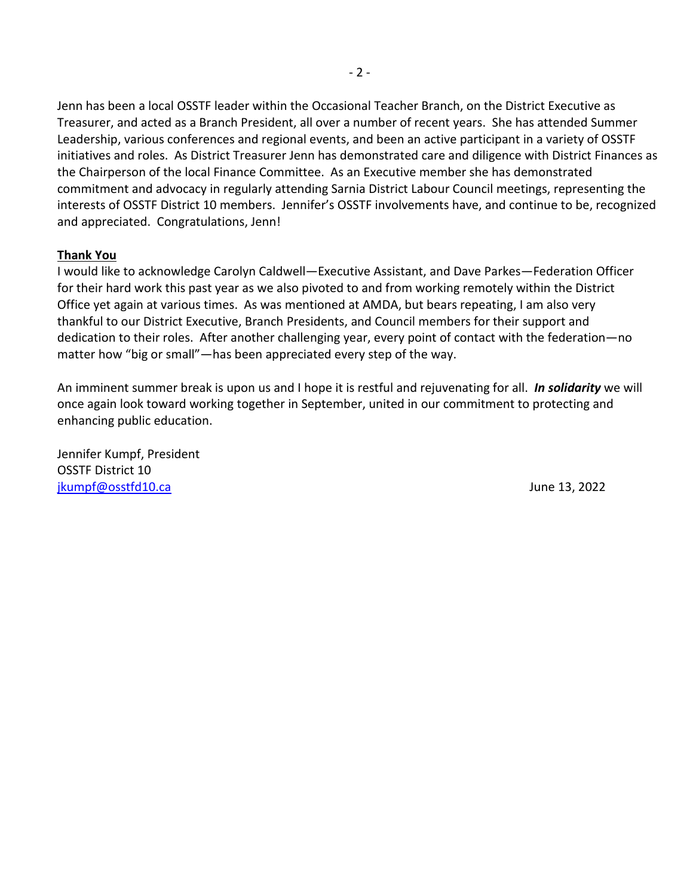Jenn has been a local OSSTF leader within the Occasional Teacher Branch, on the District Executive as Treasurer, and acted as a Branch President, all over a number of recent years. She has attended Summer Leadership, various conferences and regional events, and been an active participant in a variety of OSSTF initiatives and roles. As District Treasurer Jenn has demonstrated care and diligence with District Finances as the Chairperson of the local Finance Committee. As an Executive member she has demonstrated commitment and advocacy in regularly attending Sarnia District Labour Council meetings, representing the interests of OSSTF District 10 members. Jennifer's OSSTF involvements have, and continue to be, recognized and appreciated. Congratulations, Jenn!

**Thank You**

I would like to acknowledge Carolyn Caldwell—Executive Assistant, and Dave Parkes—Federation Officer for their hard work this past year as we also pivoted to and from working remotely within the District Office yet again at various times. As was mentioned at AMDA, but bears repeating, I am also very thankful to our District Executive, Branch Presidents, and Council members for their support and dedication to their roles. After another challenging year, every point of contact with the federation—no matter how "big or small"—has been appreciated every step of the way.

An imminent summer break is upon us and I hope it is restful and rejuvenating for all. ***In solidarity*** we will once again look toward working together in September, united in our commitment to protecting and enhancing public education.

Jennifer Kumpf, President
OSSTF District 10
jkumpf@osstfd10.ca

June 13, 2022